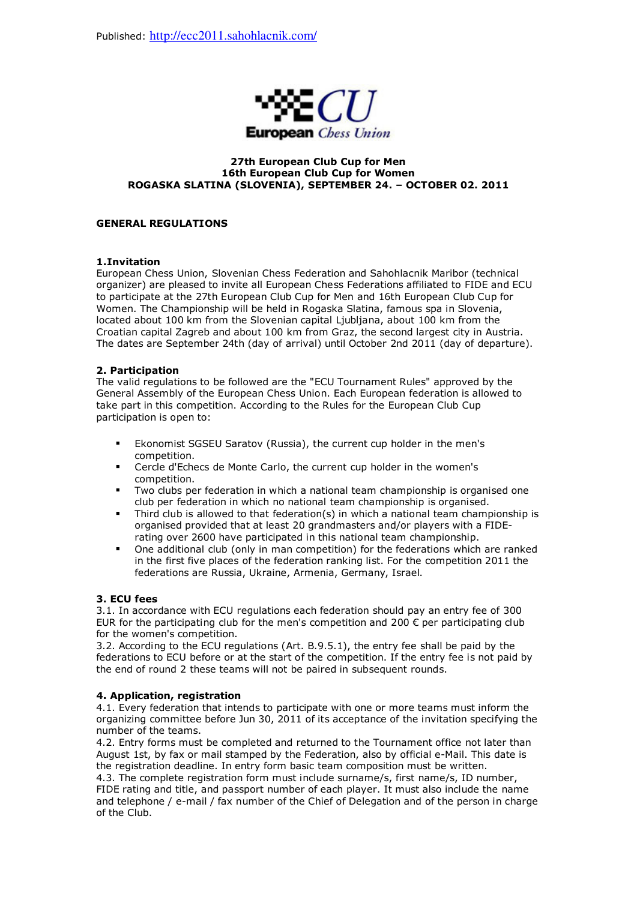Published: http://ecc2011.sahohlacnik.com/

European Chess Union

**27th European Club Cup for Men**
**16th European Club Cup for Women**
**ROGASKA SLATINA (SLOVENIA), SEPTEMBER 24. – OCTOBER 02. 2011**

## GENERAL REGULATIONS

### 1.Invitation

European Chess Union, Slovenian Chess Federation and Sahohlacnik Maribor (technical organizer) are pleased to invite all European Chess Federations affiliated to FIDE and ECU to participate at the 27th European Club Cup for Men and 16th European Club Cup for Women. The Championship will be held in Rogaska Slatina, famous spa in Slovenia, located about 100 km from the Slovenian capital Ljubljana, about 100 km from the Croatian capital Zagreb and about 100 km from Graz, the second largest city in Austria. The dates are September 24th (day of arrival) until October 2nd 2011 (day of departure).

### 2. Participation

The valid regulations to be followed are the "ECU Tournament Rules" approved by the General Assembly of the European Chess Union. Each European federation is allowed to take part in this competition. According to the Rules for the European Club Cup participation is open to:

- Ekonomist SGSEU Saratov (Russia), the current cup holder in the men's competition.
- Cercle d'Echecs de Monte Carlo, the current cup holder in the women's competition.
- Two clubs per federation in which a national team championship is organised one club per federation in which no national team championship is organised.
- Third club is allowed to that federation(s) in which a national team championship is organised provided that at least 20 grandmasters and/or players with a FIDE-rating over 2600 have participated in this national team championship.
- One additional club (only in man competition) for the federations which are ranked in the first five places of the federation ranking list. For the competition 2011 the federations are Russia, Ukraine, Armenia, Germany, Israel.

### 3. ECU fees

3.1. In accordance with ECU regulations each federation should pay an entry fee of 300 EUR for the participating club for the men's competition and 200 € per participating club for the women's competition.

3.2. According to the ECU regulations (Art. B.9.5.1), the entry fee shall be paid by the federations to ECU before or at the start of the competition. If the entry fee is not paid by the end of round 2 these teams will not be paired in subsequent rounds.

### 4. Application, registration

4.1. Every federation that intends to participate with one or more teams must inform the organizing committee before Jun 30, 2011 of its acceptance of the invitation specifying the number of the teams.

4.2. Entry forms must be completed and returned to the Tournament office not later than August 1st, by fax or mail stamped by the Federation, also by official e-Mail. This date is the registration deadline. In entry form basic team composition must be written.

4.3. The complete registration form must include surname/s, first name/s, ID number, FIDE rating and title, and passport number of each player. It must also include the name and telephone / e-mail / fax number of the Chief of Delegation and of the person in charge of the Club.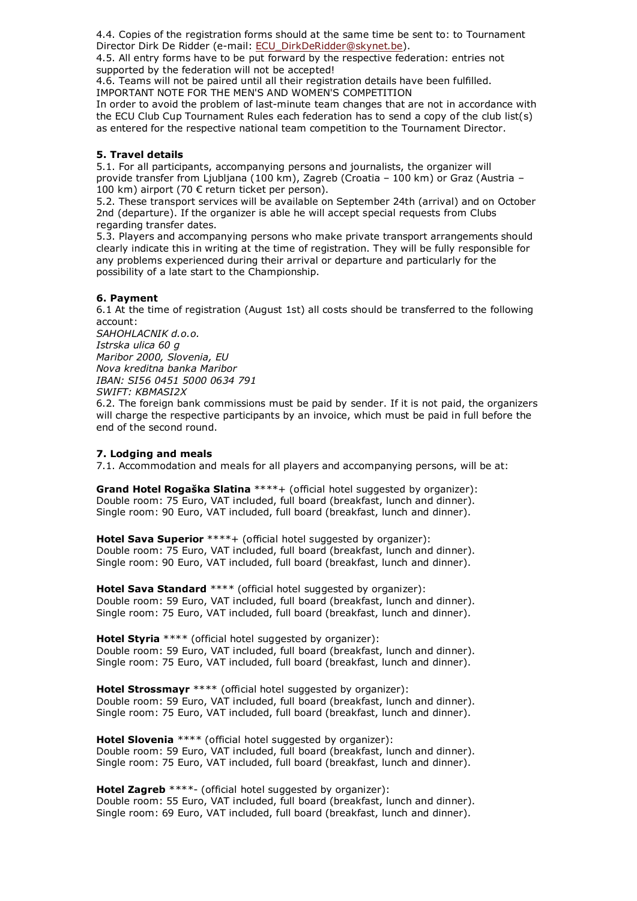4.4. Copies of the registration forms should at the same time be sent to: to Tournament Director Dirk De Ridder (e-mail: ECU_DirkDeRidder@skynet.be).

4.5. All entry forms have to be put forward by the respective federation: entries not supported by the federation will not be accepted!

4.6. Teams will not be paired until all their registration details have been fulfilled.

IMPORTANT NOTE FOR THE MEN'S AND WOMEN'S COMPETITION

In order to avoid the problem of last-minute team changes that are not in accordance with the ECU Club Cup Tournament Rules each federation has to send a copy of the club list(s) as entered for the respective national team competition to the Tournament Director.

**5. Travel details**

5.1. For all participants, accompanying persons and journalists, the organizer will provide transfer from Ljubljana (100 km), Zagreb (Croatia – 100 km) or Graz (Austria – 100 km) airport (70 € return ticket per person).

5.2. These transport services will be available on September 24th (arrival) and on October 2nd (departure). If the organizer is able he will accept special requests from Clubs regarding transfer dates.

5.3. Players and accompanying persons who make private transport arrangements should clearly indicate this in writing at the time of registration. They will be fully responsible for any problems experienced during their arrival or departure and particularly for the possibility of a late start to the Championship.

**6. Payment**

6.1 At the time of registration (August 1st) all costs should be transferred to the following account:

*SAHOHLACNIK d.o.o.*
*Istrska ulica 60 g*
*Maribor 2000, Slovenia, EU*
*Nova kreditna banka Maribor*
*IBAN: SI56 0451 5000 0634 791*
*SWIFT: KBMASI2X*

6.2. The foreign bank commissions must be paid by sender. If it is not paid, the organizers will charge the respective participants by an invoice, which must be paid in full before the end of the second round.

**7. Lodging and meals**

7.1. Accommodation and meals for all players and accompanying persons, will be at:

**Grand Hotel Rogaška Slatina** ****+ (official hotel suggested by organizer):
Double room: 75 Euro, VAT included, full board (breakfast, lunch and dinner).
Single room: 90 Euro, VAT included, full board (breakfast, lunch and dinner).

**Hotel Sava Superior** ****+ (official hotel suggested by organizer):
Double room: 75 Euro, VAT included, full board (breakfast, lunch and dinner).
Single room: 90 Euro, VAT included, full board (breakfast, lunch and dinner).

**Hotel Sava Standard** **** (official hotel suggested by organizer):
Double room: 59 Euro, VAT included, full board (breakfast, lunch and dinner).
Single room: 75 Euro, VAT included, full board (breakfast, lunch and dinner).

**Hotel Styria** **** (official hotel suggested by organizer):
Double room: 59 Euro, VAT included, full board (breakfast, lunch and dinner).
Single room: 75 Euro, VAT included, full board (breakfast, lunch and dinner).

**Hotel Strossmayr** **** (official hotel suggested by organizer):
Double room: 59 Euro, VAT included, full board (breakfast, lunch and dinner).
Single room: 75 Euro, VAT included, full board (breakfast, lunch and dinner).

**Hotel Slovenia** **** (official hotel suggested by organizer):
Double room: 59 Euro, VAT included, full board (breakfast, lunch and dinner).
Single room: 75 Euro, VAT included, full board (breakfast, lunch and dinner).

**Hotel Zagreb** ****- (official hotel suggested by organizer):
Double room: 55 Euro, VAT included, full board (breakfast, lunch and dinner).
Single room: 69 Euro, VAT included, full board (breakfast, lunch and dinner).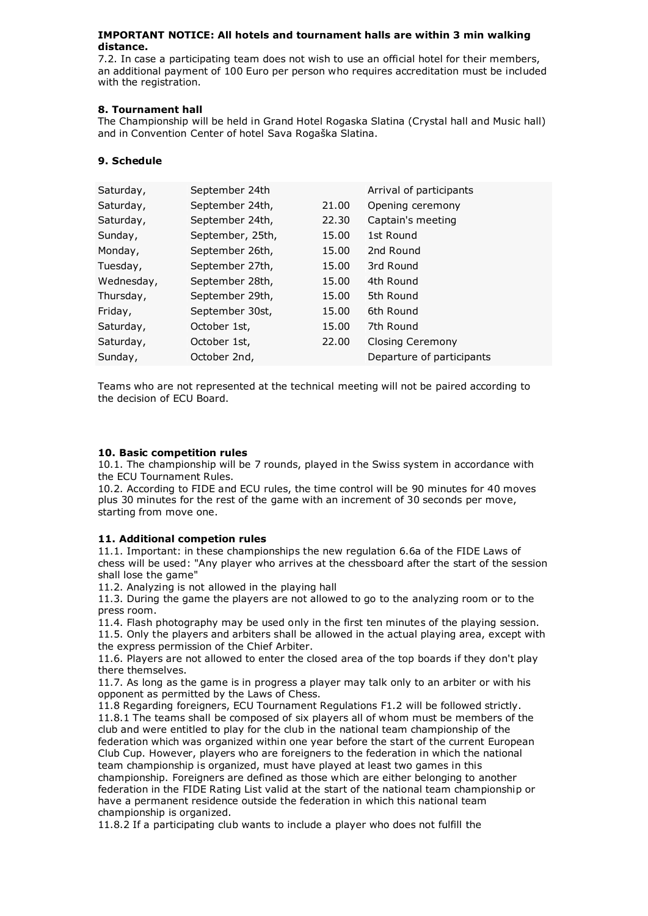**IMPORTANT NOTICE: All hotels and tournament halls are within 3 min walking distance.**

7.2. In case a participating team does not wish to use an official hotel for their members, an additional payment of 100 Euro per person who requires accreditation must be included with the registration.

### 8. Tournament hall

The Championship will be held in Grand Hotel Rogaska Slatina (Crystal hall and Music hall) and in Convention Center of hotel Sava Rogaška Slatina.

### 9. Schedule

| | | | |
|---|---|---|---|
| Saturday, | September 24th | | Arrival of participants |
| Saturday, | September 24th, | 21.00 | Opening ceremony |
| Saturday, | September 24th, | 22.30 | Captain's meeting |
| Sunday, | September, 25th, | 15.00 | 1st Round |
| Monday, | September 26th, | 15.00 | 2nd Round |
| Tuesday, | September 27th, | 15.00 | 3rd Round |
| Wednesday, | September 28th, | 15.00 | 4th Round |
| Thursday, | September 29th, | 15.00 | 5th Round |
| Friday, | September 30st, | 15.00 | 6th Round |
| Saturday, | October 1st, | 15.00 | 7th Round |
| Saturday, | October 1st, | 22.00 | Closing Ceremony |
| Sunday, | October 2nd, | | Departure of participants |

Teams who are not represented at the technical meeting will not be paired according to the decision of ECU Board.

### 10. Basic competition rules

10.1. The championship will be 7 rounds, played in the Swiss system in accordance with the ECU Tournament Rules.

10.2. According to FIDE and ECU rules, the time control will be 90 minutes for 40 moves plus 30 minutes for the rest of the game with an increment of 30 seconds per move, starting from move one.

### 11. Additional competion rules

11.1. Important: in these championships the new regulation 6.6a of the FIDE Laws of chess will be used: "Any player who arrives at the chessboard after the start of the session shall lose the game"

11.2. Analyzing is not allowed in the playing hall

11.3. During the game the players are not allowed to go to the analyzing room or to the press room.

11.4. Flash photography may be used only in the first ten minutes of the playing session.

11.5. Only the players and arbiters shall be allowed in the actual playing area, except with the express permission of the Chief Arbiter.

11.6. Players are not allowed to enter the closed area of the top boards if they don't play there themselves.

11.7. As long as the game is in progress a player may talk only to an arbiter or with his opponent as permitted by the Laws of Chess.

11.8 Regarding foreigners, ECU Tournament Regulations F1.2 will be followed strictly.

11.8.1 The teams shall be composed of six players all of whom must be members of the club and were entitled to play for the club in the national team championship of the federation which was organized within one year before the start of the current European Club Cup. However, players who are foreigners to the federation in which the national team championship is organized, must have played at least two games in this championship. Foreigners are defined as those which are either belonging to another federation in the FIDE Rating List valid at the start of the national team championship or have a permanent residence outside the federation in which this national team championship is organized.

11.8.2 If a participating club wants to include a player who does not fulfill the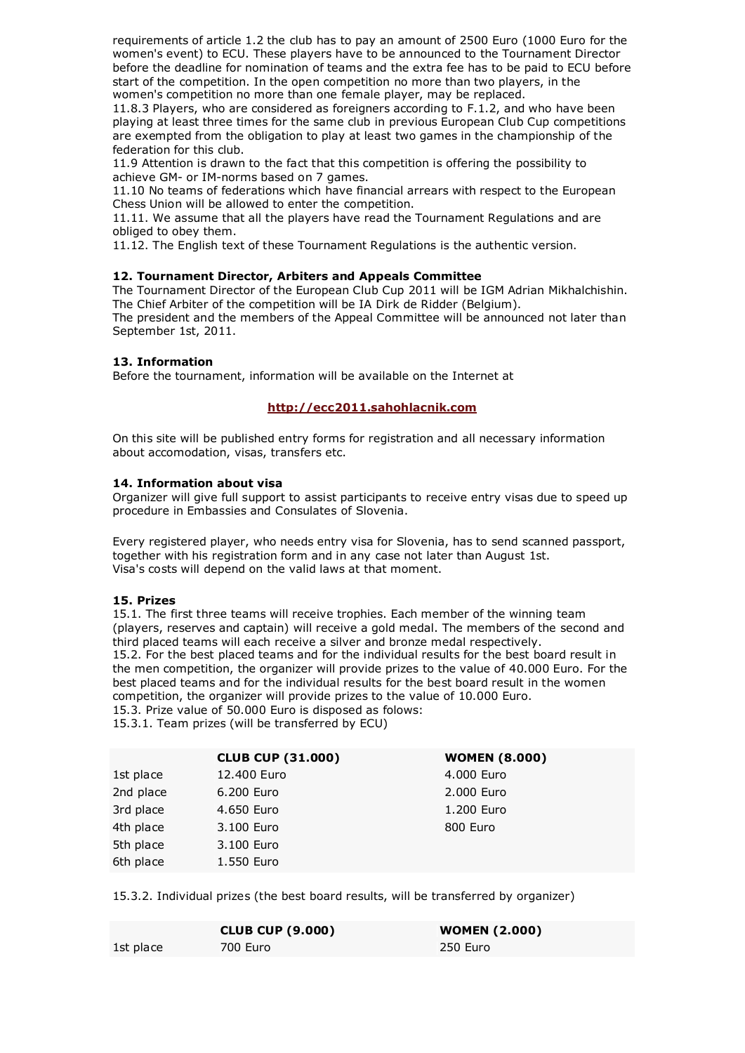requirements of article 1.2 the club has to pay an amount of 2500 Euro (1000 Euro for the women's event) to ECU. These players have to be announced to the Tournament Director before the deadline for nomination of teams and the extra fee has to be paid to ECU before start of the competition. In the open competition no more than two players, in the women's competition no more than one female player, may be replaced.

11.8.3 Players, who are considered as foreigners according to F.1.2, and who have been playing at least three times for the same club in previous European Club Cup competitions are exempted from the obligation to play at least two games in the championship of the federation for this club.

11.9 Attention is drawn to the fact that this competition is offering the possibility to achieve GM- or IM-norms based on 7 games.

11.10 No teams of federations which have financial arrears with respect to the European Chess Union will be allowed to enter the competition.

11.11. We assume that all the players have read the Tournament Regulations and are obliged to obey them.

11.12. The English text of these Tournament Regulations is the authentic version.

**12. Tournament Director, Arbiters and Appeals Committee**

The Tournament Director of the European Club Cup 2011 will be IGM Adrian Mikhalchishin.
The Chief Arbiter of the competition will be IA Dirk de Ridder (Belgium).
The president and the members of the Appeal Committee will be announced not later than September 1st, 2011.

**13. Information**

Before the tournament, information will be available on the Internet at

**http://ecc2011.sahohlacnik.com**

On this site will be published entry forms for registration and all necessary information about accomodation, visas, transfers etc.

**14. Information about visa**

Organizer will give full support to assist participants to receive entry visas due to speed up procedure in Embassies and Consulates of Slovenia.

Every registered player, who needs entry visa for Slovenia, has to send scanned passport, together with his registration form and in any case not later than August 1st.
Visa's costs will depend on the valid laws at that moment.

**15. Prizes**

15.1. The first three teams will receive trophies. Each member of the winning team (players, reserves and captain) will receive a gold medal. The members of the second and third placed teams will each receive a silver and bronze medal respectively.

15.2. For the best placed teams and for the individual results for the best board result in the men competition, the organizer will provide prizes to the value of 40.000 Euro. For the best placed teams and for the individual results for the best board result in the women competition, the organizer will provide prizes to the value of 10.000 Euro.

15.3. Prize value of 50.000 Euro is disposed as folows:

15.3.1. Team prizes (will be transferred by ECU)

| | **CLUB CUP (31.000)** | **WOMEN (8.000)** |
|---|---|---|
| 1st place | 12.400 Euro | 4.000 Euro |
| 2nd place | 6.200 Euro | 2.000 Euro |
| 3rd place | 4.650 Euro | 1.200 Euro |
| 4th place | 3.100 Euro | 800 Euro |
| 5th place | 3.100 Euro | |
| 6th place | 1.550 Euro | |

15.3.2. Individual prizes (the best board results, will be transferred by organizer)

| | **CLUB CUP (9.000)** | **WOMEN (2.000)** |
|---|---|---|
| 1st place | 700 Euro | 250 Euro |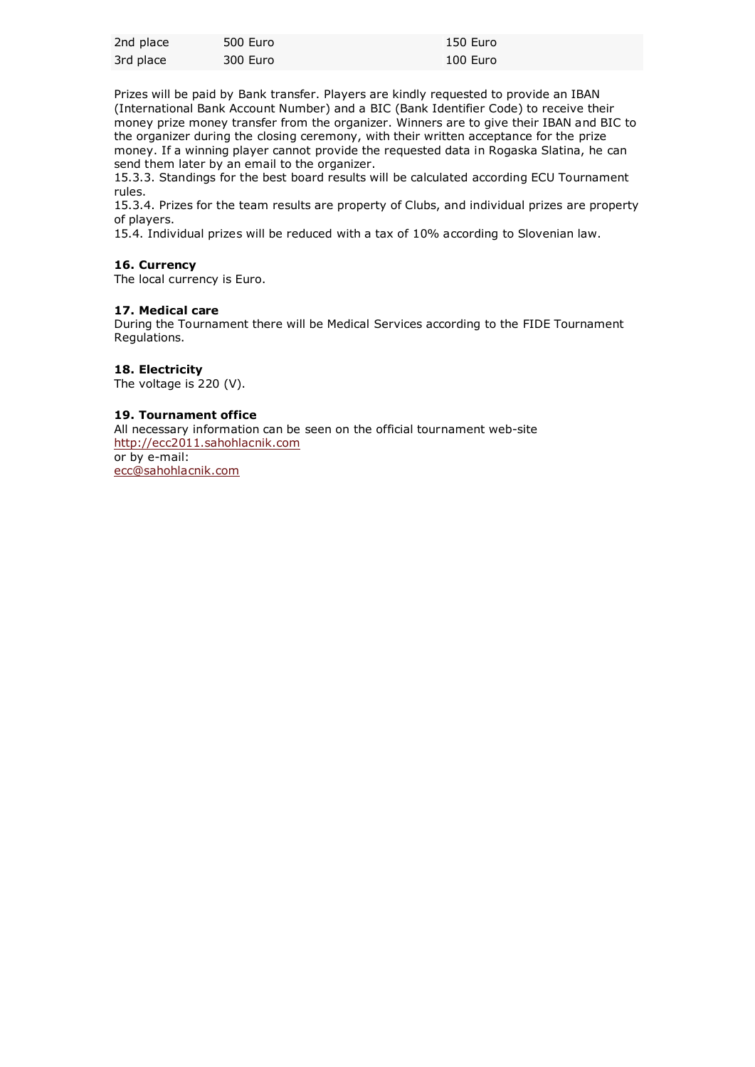| | | |
|---|---|---|
| 2nd place | 500 Euro | 150 Euro |
| 3rd place | 300 Euro | 100 Euro |

Prizes will be paid by Bank transfer. Players are kindly requested to provide an IBAN (International Bank Account Number) and a BIC (Bank Identifier Code) to receive their money prize money transfer from the organizer. Winners are to give their IBAN and BIC to the organizer during the closing ceremony, with their written acceptance for the prize money. If a winning player cannot provide the requested data in Rogaska Slatina, he can send them later by an email to the organizer.
15.3.3. Standings for the best board results will be calculated according ECU Tournament rules.
15.3.4. Prizes for the team results are property of Clubs, and individual prizes are property of players.
15.4. Individual prizes will be reduced with a tax of 10% according to Slovenian law.

**16. Currency**
The local currency is Euro.

**17. Medical care**
During the Tournament there will be Medical Services according to the FIDE Tournament Regulations.

**18. Electricity**
The voltage is 220 (V).

**19. Tournament office**
All necessary information can be seen on the official tournament web-site
http://ecc2011.sahohlacnik.com
or by e-mail:
ecc@sahohlacnik.com